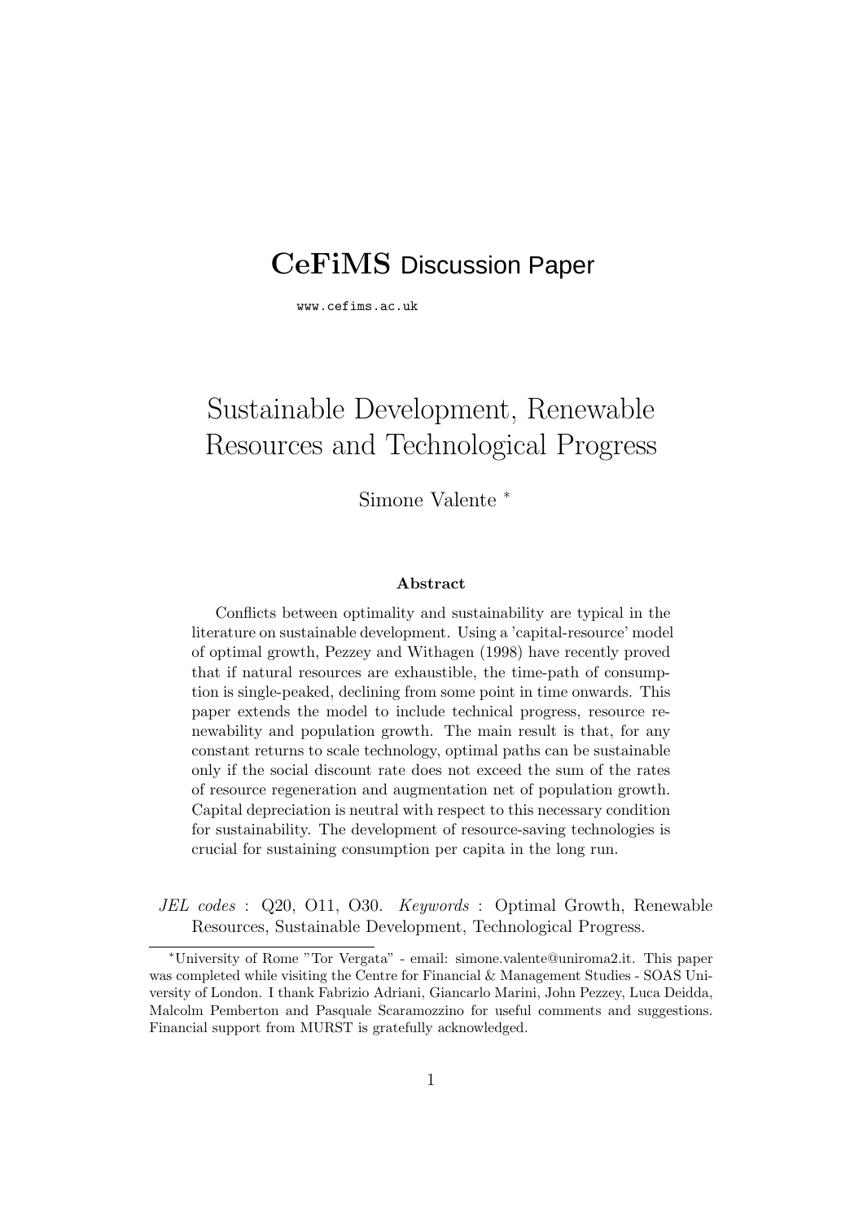**CeFiMS** Discussion Paper

www.cefims.ac.uk

# Sustainable Development, Renewable Resources and Technological Progress

Simone Valente *

### Abstract

Conflicts between optimality and sustainability are typical in the literature on sustainable development. Using a 'capital-resource' model of optimal growth, Pezzey and Withagen (1998) have recently proved that if natural resources are exhaustible, the time-path of consumption is single-peaked, declining from some point in time onwards. This paper extends the model to include technical progress, resource renewability and population growth. The main result is that, for any constant returns to scale technology, optimal paths can be sustainable only if the social discount rate does not exceed the sum of the rates of resource regeneration and augmentation net of population growth. Capital depreciation is neutral with respect to this necessary condition for sustainability. The development of resource-saving technologies is crucial for sustaining consumption per capita in the long run.

*JEL codes* : Q20, O11, O30. *Keywords* : Optimal Growth, Renewable Resources, Sustainable Development, Technological Progress.

*University of Rome "Tor Vergata" - email: simone.valente@uniroma2.it. This paper was completed while visiting the Centre for Financial & Management Studies - SOAS University of London. I thank Fabrizio Adriani, Giancarlo Marini, John Pezzey, Luca Deidda, Malcolm Pemberton and Pasquale Scaramozzino for useful comments and suggestions. Financial support from MURST is gratefully acknowledged.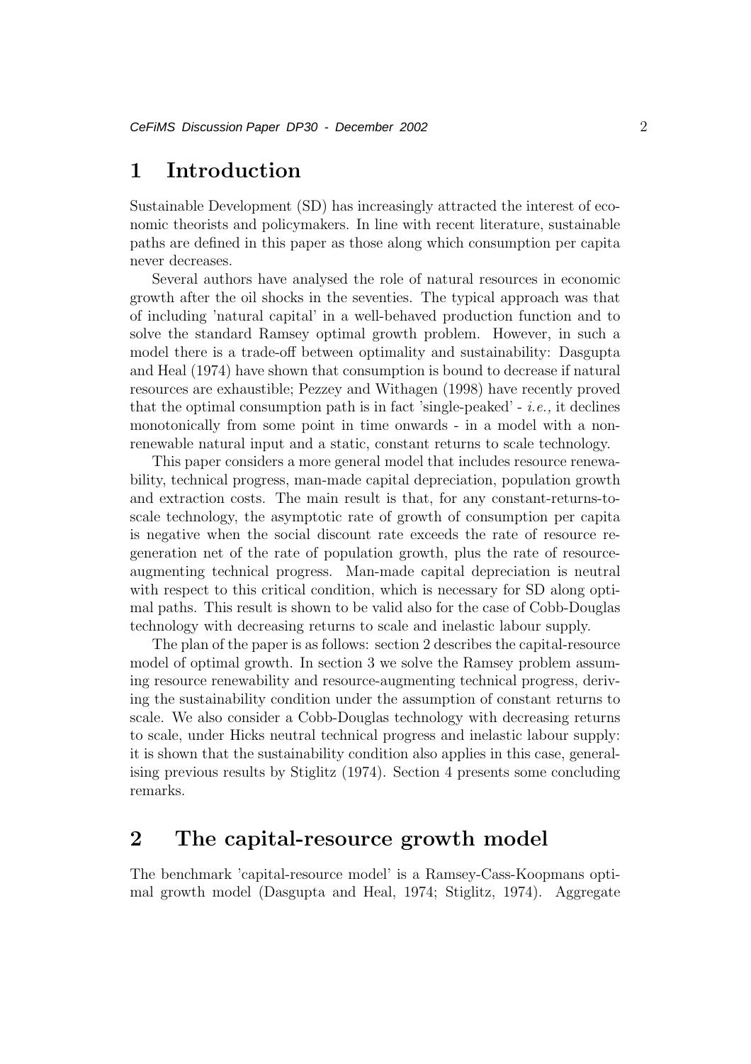# 1 Introduction

Sustainable Development (SD) has increasingly attracted the interest of economic theorists and policymakers. In line with recent literature, sustainable paths are defined in this paper as those along which consumption per capita never decreases.

Several authors have analysed the role of natural resources in economic growth after the oil shocks in the seventies. The typical approach was that of including 'natural capital' in a well-behaved production function and to solve the standard Ramsey optimal growth problem. However, in such a model there is a trade-off between optimality and sustainability: Dasgupta and Heal (1974) have shown that consumption is bound to decrease if natural resources are exhaustible; Pezzey and Withagen (1998) have recently proved that the optimal consumption path is in fact 'single-peaked' - *i.e.,* it declines monotonically from some point in time onwards - in a model with a non-renewable natural input and a static, constant returns to scale technology.

This paper considers a more general model that includes resource renewability, technical progress, man-made capital depreciation, population growth and extraction costs. The main result is that, for any constant-returns-to-scale technology, the asymptotic rate of growth of consumption per capita is negative when the social discount rate exceeds the rate of resource regeneration net of the rate of population growth, plus the rate of resource-augmenting technical progress. Man-made capital depreciation is neutral with respect to this critical condition, which is necessary for SD along optimal paths. This result is shown to be valid also for the case of Cobb-Douglas technology with decreasing returns to scale and inelastic labour supply.

The plan of the paper is as follows: section 2 describes the capital-resource model of optimal growth. In section 3 we solve the Ramsey problem assuming resource renewability and resource-augmenting technical progress, deriving the sustainability condition under the assumption of constant returns to scale. We also consider a Cobb-Douglas technology with decreasing returns to scale, under Hicks neutral technical progress and inelastic labour supply: it is shown that the sustainability condition also applies in this case, generalising previous results by Stiglitz (1974). Section 4 presents some concluding remarks.

# 2 The capital-resource growth model

The benchmark 'capital-resource model' is a Ramsey-Cass-Koopmans optimal growth model (Dasgupta and Heal, 1974; Stiglitz, 1974). Aggregate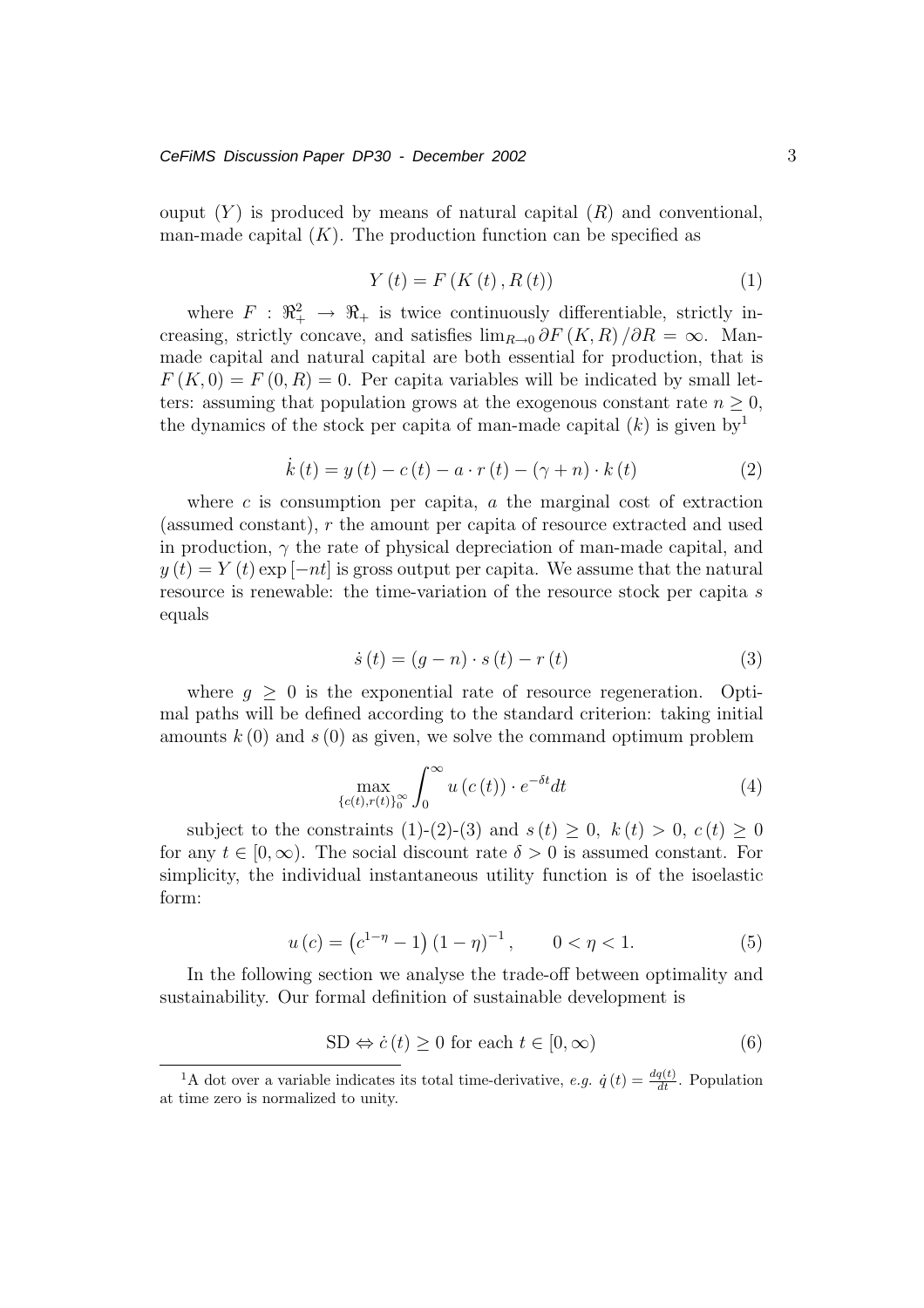ouput ($Y$) is produced by means of natural capital ($R$) and conventional, man-made capital ($K$). The production function can be specified as

$$Y(t) = F(K(t), R(t)) \tag{1}$$

where $F : \Re_+^2 \rightarrow \Re_+$ is twice continuously differentiable, strictly increasing, strictly concave, and satisfies $\lim_{R \to 0} \partial F(K, R) / \partial R = \infty$. Man-made capital and natural capital are both essential for production, that is $F(K, 0) = F(0, R) = 0$. Per capita variables will be indicated by small letters: assuming that population grows at the exogenous constant rate $n \geq 0$, the dynamics of the stock per capita of man-made capital ($k$) is given by[1]

$$\dot{k}(t) = y(t) - c(t) - a \cdot r(t) - (\gamma + n) \cdot k(t) \tag{2}$$

where $c$ is consumption per capita, $a$ the marginal cost of extraction (assumed constant), $r$ the amount per capita of resource extracted and used in production, $\gamma$ the rate of physical depreciation of man-made capital, and $y(t) = Y(t) \exp[-nt]$ is gross output per capita. We assume that the natural resource is renewable: the time-variation of the resource stock per capita $s$ equals

$$\dot{s}(t) = (g - n) \cdot s(t) - r(t) \tag{3}$$

where $g \geq 0$ is the exponential rate of resource regeneration. Optimal paths will be defined according to the standard criterion: taking initial amounts $k(0)$ and $s(0)$ as given, we solve the command optimum problem

$$\max_{\{c(t), r(t)\}_0^\infty} \int_0^\infty u(c(t)) \cdot e^{-\delta t} dt \tag{4}$$

subject to the constraints (1)-(2)-(3) and $s(t) \geq 0$, $k(t) > 0$, $c(t) \geq 0$ for any $t \in [0, \infty)$. The social discount rate $\delta > 0$ is assumed constant. For simplicity, the individual instantaneous utility function is of the isoelastic form:

$$u(c) = \left(c^{1-\eta} - 1\right)(1 - \eta)^{-1}, \qquad 0 < \eta < 1. \tag{5}$$

In the following section we analyse the trade-off between optimality and sustainability. Our formal definition of sustainable development is

$$\text{SD} \Leftrightarrow \dot{c}(t) \geq 0 \text{ for each } t \in [0, \infty) \tag{6}$$

[1] A dot over a variable indicates its total time-derivative, *e.g.* $\dot{q}(t) = \frac{dq(t)}{dt}$. Population at time zero is normalized to unity.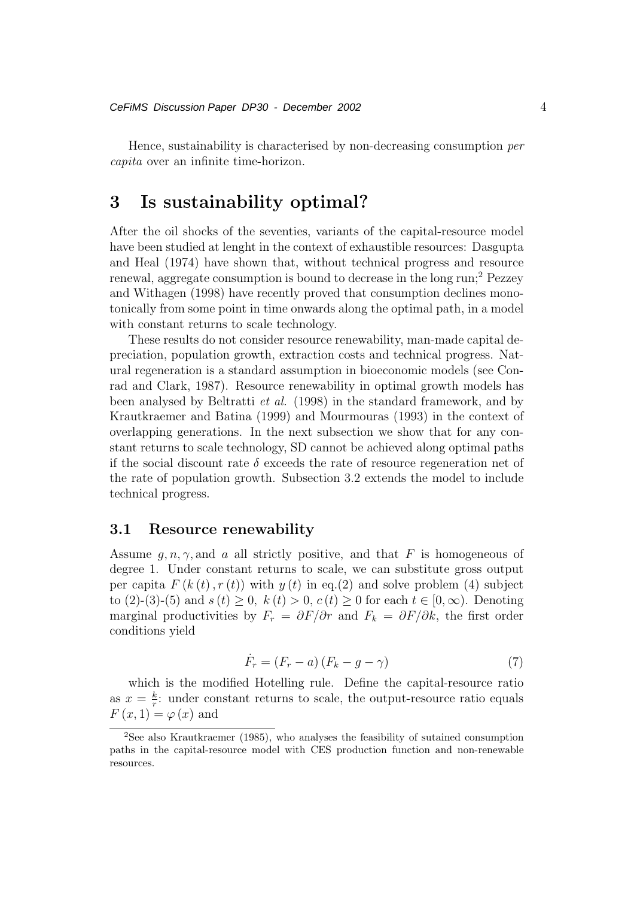Hence, sustainability is characterised by non-decreasing consumption *per capita* over an infinite time-horizon.

# 3 Is sustainability optimal?

After the oil shocks of the seventies, variants of the capital-resource model have been studied at lenght in the context of exhaustible resources: Dasgupta and Heal (1974) have shown that, without technical progress and resource renewal, aggregate consumption is bound to decrease in the long run;[2] Pezzey and Withagen (1998) have recently proved that consumption declines monotonically from some point in time onwards along the optimal path, in a model with constant returns to scale technology.

These results do not consider resource renewability, man-made capital depreciation, population growth, extraction costs and technical progress. Natural regeneration is a standard assumption in bioeconomic models (see Conrad and Clark, 1987). Resource renewability in optimal growth models has been analysed by Beltratti *et al.* (1998) in the standard framework, and by Krautkraemer and Batina (1999) and Mourmouras (1993) in the context of overlapping generations. In the next subsection we show that for any constant returns to scale technology, SD cannot be achieved along optimal paths if the social discount rate $\delta$ exceeds the rate of resource regeneration net of the rate of population growth. Subsection 3.2 extends the model to include technical progress.

## 3.1 Resource renewability

Assume $g, n, \gamma,$ and $a$ all strictly positive, and that $F$ is homogeneous of degree 1. Under constant returns to scale, we can substitute gross output per capita $F(k(t), r(t))$ with $y(t)$ in eq.(2) and solve problem (4) subject to (2)-(3)-(5) and $s(t) \geq 0$, $k(t) > 0$, $c(t) \geq 0$ for each $t \in [0, \infty)$. Denoting marginal productivities by $F_r = \partial F / \partial r$ and $F_k = \partial F / \partial k$, the first order conditions yield

$$\dot{F}_r = (F_r - a)(F_k - g - \gamma) \tag{7}$$

which is the modified Hotelling rule. Define the capital-resource ratio as $x = \frac{k}{r}$: under constant returns to scale, the output-resource ratio equals $F(x, 1) = \varphi(x)$ and

[2] See also Krautkraemer (1985), who analyses the feasibility of sutained consumption paths in the capital-resource model with CES production function and non-renewable resources.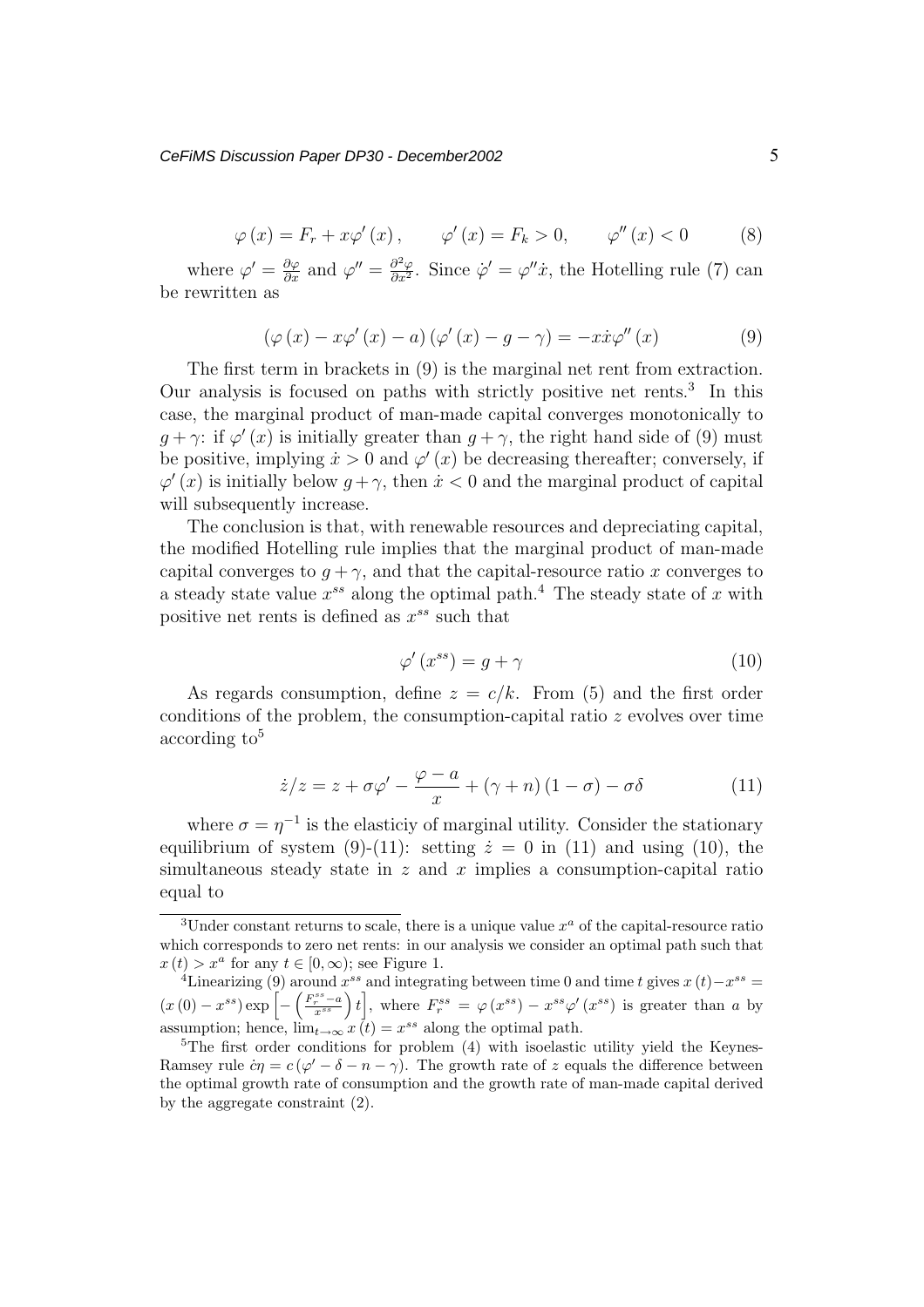$$\varphi(x) = F_r + x\varphi'(x), \qquad \varphi'(x) = F_k > 0, \qquad \varphi''(x) < 0 \tag{8}$$

where $\varphi' = \frac{\partial \varphi}{\partial x}$ and $\varphi'' = \frac{\partial^2 \varphi}{\partial x^2}$. Since $\dot{\varphi}' = \varphi'' \dot{x}$, the Hotelling rule (7) can be rewritten as

$$(\varphi(x) - x\varphi'(x) - a)(\varphi'(x) - g - \gamma) = -x\dot{x}\varphi''(x) \tag{9}$$

The first term in brackets in (9) is the marginal net rent from extraction. Our analysis is focused on paths with strictly positive net rents.[3] In this case, the marginal product of man-made capital converges monotonically to $g+\gamma$: if $\varphi'(x)$ is initially greater than $g+\gamma$, the right hand side of (9) must be positive, implying $\dot{x} > 0$ and $\varphi'(x)$ be decreasing thereafter; conversely, if $\varphi'(x)$ is initially below $g+\gamma$, then $\dot{x} < 0$ and the marginal product of capital will subsequently increase.

The conclusion is that, with renewable resources and depreciating capital, the modified Hotelling rule implies that the marginal product of man-made capital converges to $g+\gamma$, and that the capital-resource ratio $x$ converges to a steady state value $x^{ss}$ along the optimal path.[4] The steady state of $x$ with positive net rents is defined as $x^{ss}$ such that

$$\varphi'(x^{ss}) = g + \gamma \tag{10}$$

As regards consumption, define $z = c/k$. From (5) and the first order conditions of the problem, the consumption-capital ratio $z$ evolves over time according to[5]

$$\dot{z}/z = z + \sigma\varphi' - \frac{\varphi - a}{x} + (\gamma + n)(1 - \sigma) - \sigma\delta \tag{11}$$

where $\sigma = \eta^{-1}$ is the elasticiy of marginal utility. Consider the stationary equilibrium of system (9)-(11): setting $\dot{z} = 0$ in (11) and using (10), the simultaneous steady state in $z$ and $x$ implies a consumption-capital ratio equal to

---

[3] Under constant returns to scale, there is a unique value $x^a$ of the capital-resource ratio which corresponds to zero net rents: in our analysis we consider an optimal path such that $x(t) > x^a$ for any $t \in [0, \infty)$; see Figure 1.

[4] Linearizing (9) around $x^{ss}$ and integrating between time 0 and time $t$ gives $x(t) - x^{ss} = (x(0) - x^{ss}) \exp\left[-\left(\frac{F_r^{ss} - a}{x^{ss}}\right)t\right]$, where $F_r^{ss} = \varphi(x^{ss}) - x^{ss}\varphi'(x^{ss})$ is greater than $a$ by assumption; hence, $\lim_{t\to\infty} x(t) = x^{ss}$ along the optimal path.

[5] The first order conditions for problem (4) with isoelastic utility yield the Keynes-Ramsey rule $\dot{c}\eta = c(\varphi' - \delta - n - \gamma)$. The growth rate of $z$ equals the difference between the optimal growth rate of consumption and the growth rate of man-made capital derived by the aggregate constraint (2).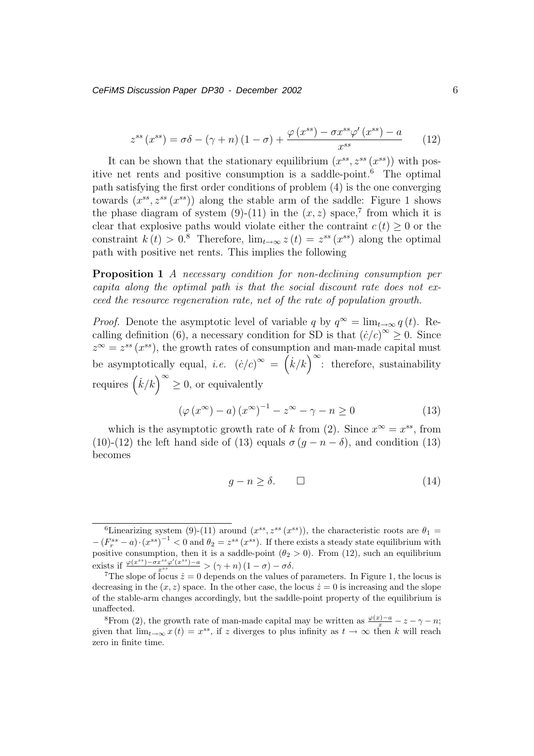$$z^{ss}(x^{ss}) = \sigma\delta - (\gamma + n)(1-\sigma) + \frac{\varphi(x^{ss}) - \sigma x^{ss}\varphi'(x^{ss}) - a}{x^{ss}} \tag{12}$$

It can be shown that the stationary equilibrium $(x^{ss}, z^{ss}(x^{ss}))$ with positive net rents and positive consumption is a saddle-point.[6] The optimal path satisfying the first order conditions of problem (4) is the one converging towards $(x^{ss}, z^{ss}(x^{ss}))$ along the stable arm of the saddle: Figure 1 shows the phase diagram of system (9)-(11) in the $(x, z)$ space,[7] from which it is clear that explosive paths would violate either the contraint $c(t) \geq 0$ or the constraint $k(t) > 0$.[8] Therefore, $\lim_{t\to\infty} z(t) = z^{ss}(x^{ss})$ along the optimal path with positive net rents. This implies the following

**Proposition 1** *A necessary condition for non-declining consumption per capita along the optimal path is that the social discount rate does not exceed the resource regeneration rate, net of the rate of population growth.*

*Proof.* Denote the asymptotic level of variable $q$ by $q^\infty = \lim_{t\to\infty} q(t)$. Recalling definition (6), a necessary condition for SD is that $(\dot{c}/c)^\infty \geq 0$. Since $z^\infty = z^{ss}(x^{ss})$, the growth rates of consumption and man-made capital must be asymptotically equal, *i.e.* $(\dot{c}/c)^\infty = \left(\dot{k}/k\right)^\infty$: therefore, sustainability requires $\left(\dot{k}/k\right)^\infty \geq 0$, or equivalently

$$(\varphi(x^\infty) - a)(x^\infty)^{-1} - z^\infty - \gamma - n \geq 0 \tag{13}$$

which is the asymptotic growth rate of $k$ from (2). Since $x^\infty = x^{ss}$, from (10)-(12) the left hand side of (13) equals $\sigma(g - n - \delta)$, and condition (13) becomes

$$g - n \geq \delta. \qquad \square \tag{14}$$

---

[6] Linearizing system (9)-(11) around $(x^{ss}, z^{ss}(x^{ss}))$, the characteristic roots are $\theta_1 = -(F_r^{ss} - a)\cdot(x^{ss})^{-1} < 0$ and $\theta_2 = z^{ss}(x^{ss})$. If there exists a steady state equilibrium with positive consumption, then it is a saddle-point ($\theta_2 > 0$). From (12), such an equilibrium exists if $\frac{\varphi(x^{ss}) - \sigma x^{ss}\varphi'(x^{ss}) - a}{x^{ss}} > (\gamma + n)(1-\sigma) - \sigma\delta$.

[7] The slope of locus $\dot{z} = 0$ depends on the values of parameters. In Figure 1, the locus is decreasing in the $(x, z)$ space. In the other case, the locus $\dot{z} = 0$ is increasing and the slope of the stable-arm changes accordingly, but the saddle-point property of the equilibrium is unaffected.

[8] From (2), the growth rate of man-made capital may be written as $\frac{\varphi(x) - a}{x} - z - \gamma - n$; given that $\lim_{t\to\infty} x(t) = x^{ss}$, if $z$ diverges to plus infinity as $t \to \infty$ then $k$ will reach zero in finite time.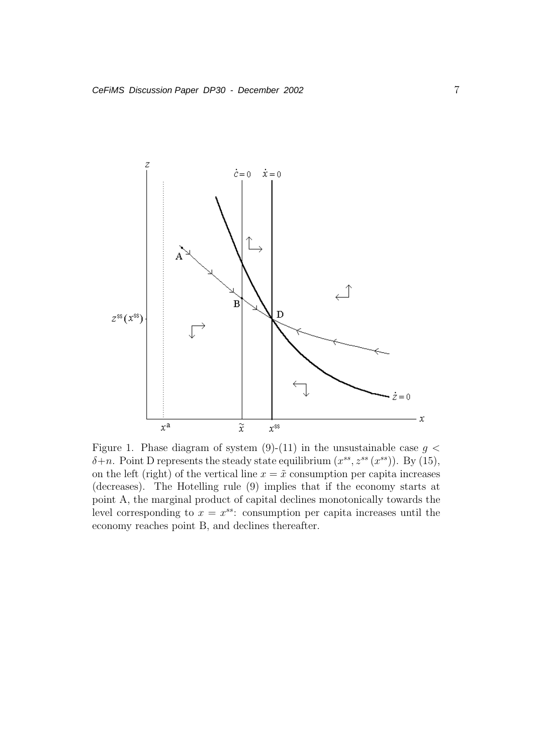Figure 1. Phase diagram of system (9)-(11) in the unsustainable case $g < \delta + n$. Point D represents the steady state equilibrium $(x^{ss}, z^{ss}(x^{ss}))$. By (15), on the left (right) of the vertical line $x = \tilde{x}$ consumption per capita increases (decreases). The Hotelling rule (9) implies that if the economy starts at point A, the marginal product of capital declines monotonically towards the level corresponding to $x = x^{ss}$: consumption per capita increases until the economy reaches point B, and declines thereafter.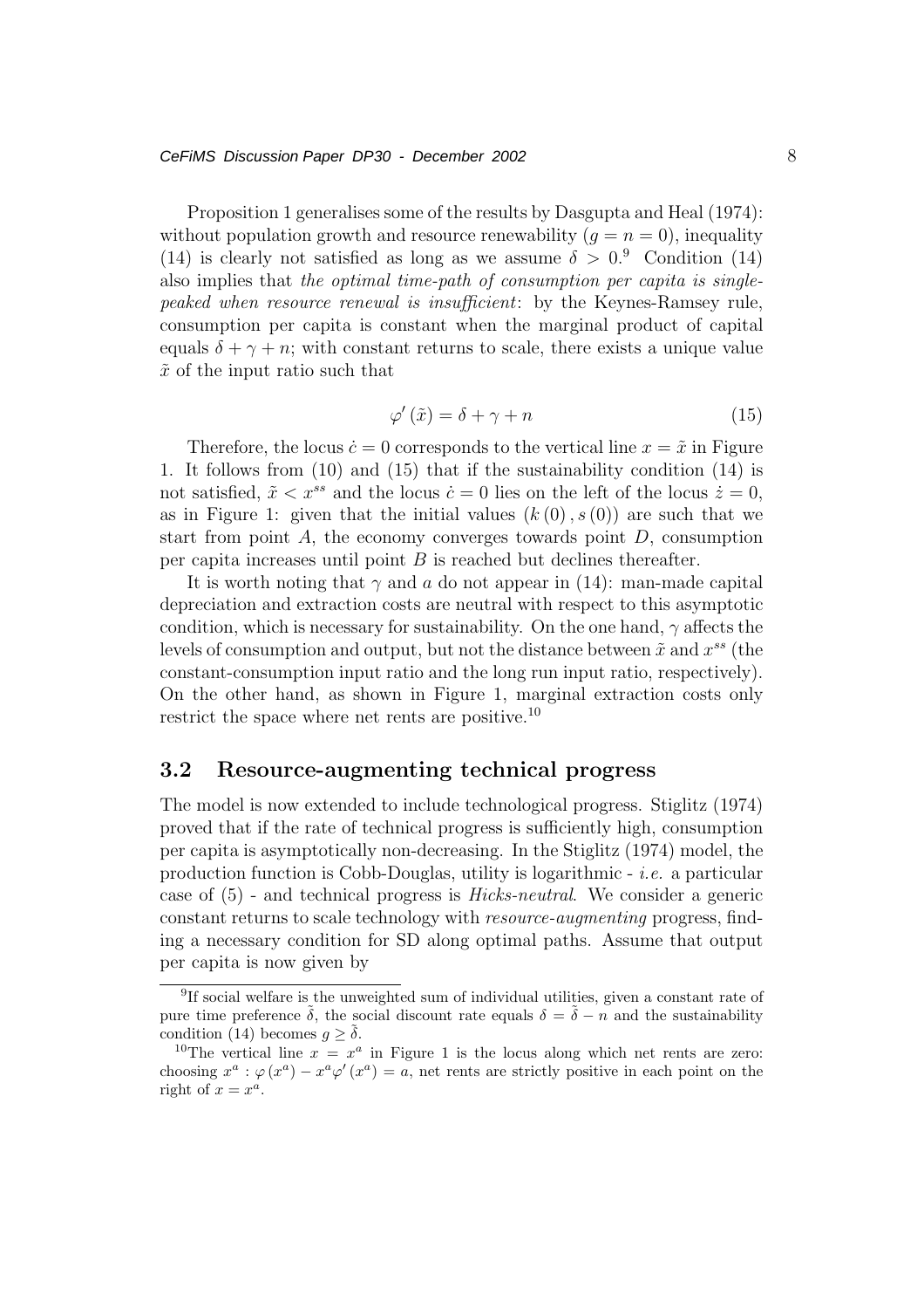Proposition 1 generalises some of the results by Dasgupta and Heal (1974): without population growth and resource renewability ($g = n = 0$), inequality (14) is clearly not satisfied as long as we assume $\delta > 0$.[9] Condition (14) also implies that *the optimal time-path of consumption per capita is single-peaked when resource renewal is insufficient*: by the Keynes-Ramsey rule, consumption per capita is constant when the marginal product of capital equals $\delta + \gamma + n$; with constant returns to scale, there exists a unique value $\tilde{x}$ of the input ratio such that

$$\varphi'(\tilde{x}) = \delta + \gamma + n \tag{15}$$

Therefore, the locus $\dot{c} = 0$ corresponds to the vertical line $x = \tilde{x}$ in Figure 1. It follows from (10) and (15) that if the sustainability condition (14) is not satisfied, $\tilde{x} < x^{ss}$ and the locus $\dot{c} = 0$ lies on the left of the locus $\dot{z} = 0$, as in Figure 1: given that the initial values $(k(0), s(0))$ are such that we start from point $A$, the economy converges towards point $D$, consumption per capita increases until point $B$ is reached but declines thereafter.

It is worth noting that $\gamma$ and $a$ do not appear in (14): man-made capital depreciation and extraction costs are neutral with respect to this asymptotic condition, which is necessary for sustainability. On the one hand, $\gamma$ affects the levels of consumption and output, but not the distance between $\tilde{x}$ and $x^{ss}$ (the constant-consumption input ratio and the long run input ratio, respectively). On the other hand, as shown in Figure 1, marginal extraction costs only restrict the space where net rents are positive.[10]

### 3.2 Resource-augmenting technical progress

The model is now extended to include technological progress. Stiglitz (1974) proved that if the rate of technical progress is sufficiently high, consumption per capita is asymptotically non-decreasing. In the Stiglitz (1974) model, the production function is Cobb-Douglas, utility is logarithmic - *i.e.* a particular case of (5) - and technical progress is *Hicks-neutral*. We consider a generic constant returns to scale technology with *resource-augmenting* progress, finding a necessary condition for SD along optimal paths. Assume that output per capita is now given by

---

[9] If social welfare is the unweighted sum of individual utilities, given a constant rate of pure time preference $\tilde{\delta}$, the social discount rate equals $\delta = \tilde{\delta} - n$ and the sustainability condition (14) becomes $g \geq \tilde{\delta}$.

[10] The vertical line $x = x^a$ in Figure 1 is the locus along which net rents are zero: choosing $x^a : \varphi(x^a) - x^a \varphi'(x^a) = a$, net rents are strictly positive in each point on the right of $x = x^a$.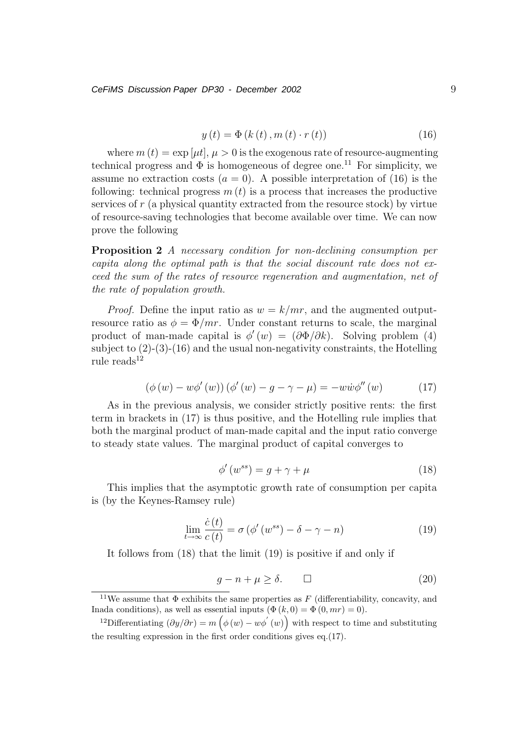$$y(t) = \Phi(k(t), m(t) \cdot r(t)) \tag{16}$$

where $m(t) = \exp[\mu t]$, $\mu > 0$ is the exogenous rate of resource-augmenting technical progress and $\Phi$ is homogeneous of degree one.[11] For simplicity, we assume no extraction costs ($a = 0$). A possible interpretation of (16) is the following: technical progress $m(t)$ is a process that increases the productive services of $r$ (a physical quantity extracted from the resource stock) by virtue of resource-saving technologies that become available over time. We can now prove the following

**Proposition 2** *A necessary condition for non-declining consumption per capita along the optimal path is that the social discount rate does not exceed the sum of the rates of resource regeneration and augmentation, net of the rate of population growth.*

*Proof.* Define the input ratio as $w = k/mr$, and the augmented output-resource ratio as $\phi = \Phi/mr$. Under constant returns to scale, the marginal product of man-made capital is $\phi'(w) = (\partial\Phi/\partial k)$. Solving problem (4) subject to (2)-(3)-(16) and the usual non-negativity constraints, the Hotelling rule reads[12]

$$(\phi(w) - w\phi'(w))(\phi'(w) - g - \gamma - \mu) = -w\dot{w}\phi''(w) \tag{17}$$

As in the previous analysis, we consider strictly positive rents: the first term in brackets in (17) is thus positive, and the Hotelling rule implies that both the marginal product of man-made capital and the input ratio converge to steady state values. The marginal product of capital converges to

$$\phi'(w^{ss}) = g + \gamma + \mu \tag{18}$$

This implies that the asymptotic growth rate of consumption per capita is (by the Keynes-Ramsey rule)

$$\lim_{t\to\infty} \frac{\dot{c}(t)}{c(t)} = \sigma(\phi'(w^{ss}) - \delta - \gamma - n) \tag{19}$$

It follows from (18) that the limit (19) is positive if and only if

$$g - n + \mu \geq \delta. \qquad \square \tag{20}$$

---

[11] We assume that $\Phi$ exhibits the same properties as $F$ (differentiability, concavity, and Inada conditions), as well as essential inputs ($\Phi(k, 0) = \Phi(0, mr) = 0$).

[12] Differentiating $(\partial y/\partial r) = m\left(\phi(w) - w\phi'(w)\right)$ with respect to time and substituting the resulting expression in the first order conditions gives eq.(17).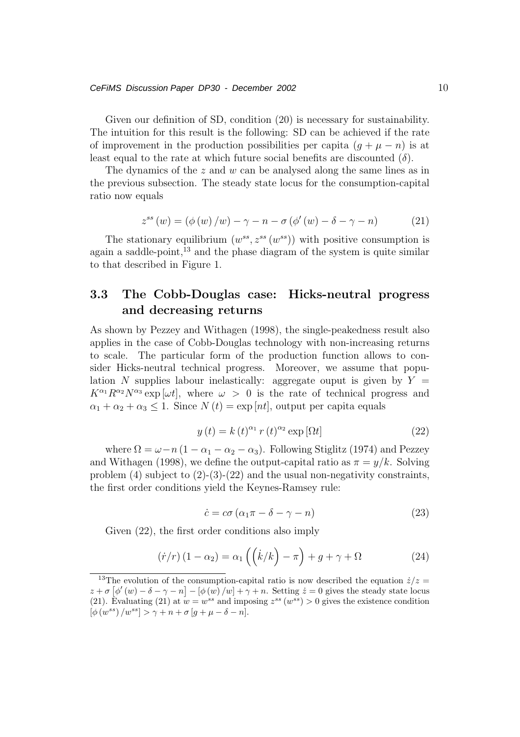Given our definition of SD, condition (20) is necessary for sustainability. The intuition for this result is the following: SD can be achieved if the rate of improvement in the production possibilities per capita $(g + \mu - n)$ is at least equal to the rate at which future social benefits are discounted $(\delta)$.

The dynamics of the $z$ and $w$ can be analysed along the same lines as in the previous subsection. The steady state locus for the consumption-capital ratio now equals

$$z^{ss}(w) = (\phi(w)/w) - \gamma - n - \sigma(\phi'(w) - \delta - \gamma - n) \tag{21}$$

The stationary equilibrium $(w^{ss}, z^{ss}(w^{ss}))$ with positive consumption is again a saddle-point,[13] and the phase diagram of the system is quite similar to that described in Figure 1.

### 3.3 The Cobb-Douglas case: Hicks-neutral progress and decreasing returns

As shown by Pezzey and Withagen (1998), the single-peakedness result also applies in the case of Cobb-Douglas technology with non-increasing returns to scale. The particular form of the production function allows to consider Hicks-neutral technical progress. Moreover, we assume that population $N$ supplies labour inelastically: aggregate ouput is given by $Y = K^{\alpha_1} R^{\alpha_2} N^{\alpha_3} \exp[\omega t]$, where $\omega > 0$ is the rate of technical progress and $\alpha_1 + \alpha_2 + \alpha_3 \leq 1$. Since $N(t) = \exp[nt]$, output per capita equals

$$y(t) = k(t)^{\alpha_1} r(t)^{\alpha_2} \exp[\Omega t] \tag{22}$$

where $\Omega = \omega - n(1 - \alpha_1 - \alpha_2 - \alpha_3)$. Following Stiglitz (1974) and Pezzey and Withagen (1998), we define the output-capital ratio as $\pi = y/k$. Solving problem (4) subject to (2)-(3)-(22) and the usual non-negativity constraints, the first order conditions yield the Keynes-Ramsey rule:

$$\dot{c} = c\sigma(\alpha_1 \pi - \delta - \gamma - n) \tag{23}$$

Given (22), the first order conditions also imply

$$(\dot{r}/r)(1 - \alpha_2) = \alpha_1 \left( \left( \dot{k}/k \right) - \pi \right) + g + \gamma + \Omega \tag{24}$$

---

[13] The evolution of the consumption-capital ratio is now described the equation $\dot{z}/z = z + \sigma[\phi'(w) - \delta - \gamma - n] - [\phi(w)/w] + \gamma + n$. Setting $\dot{z} = 0$ gives the steady state locus (21). Evaluating (21) at $w = w^{ss}$ and imposing $z^{ss}(w^{ss}) > 0$ gives the existence condition $[\phi(w^{ss})/w^{ss}] > \gamma + n + \sigma[g + \mu - \delta - n]$.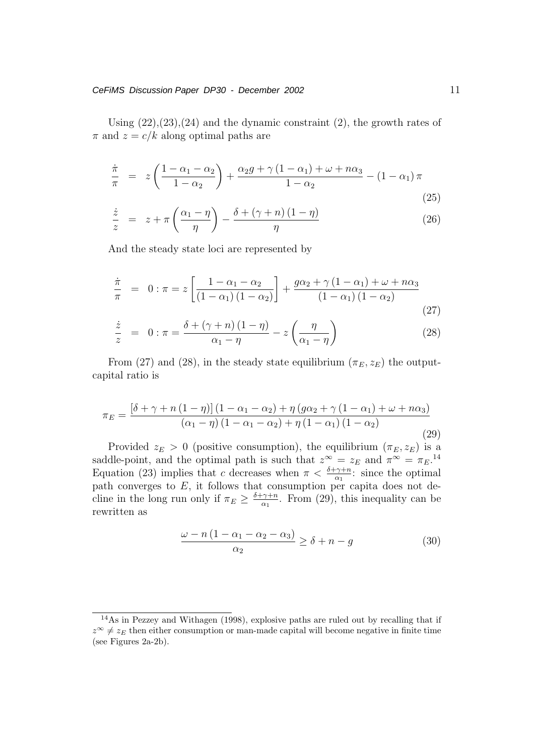Using (22),(23),(24) and the dynamic constraint (2), the growth rates of $\pi$ and $z = c/k$ along optimal paths are

$$\frac{\dot{\pi}}{\pi} = z\left(\frac{1-\alpha_1-\alpha_2}{1-\alpha_2}\right) + \frac{\alpha_2 g + \gamma(1-\alpha_1) + \omega + n\alpha_3}{1-\alpha_2} - (1-\alpha_1)\pi \tag{25}$$

$$\frac{\dot{z}}{z} = z + \pi\left(\frac{\alpha_1-\eta}{\eta}\right) - \frac{\delta + (\gamma+n)(1-\eta)}{\eta} \tag{26}$$

And the steady state loci are represented by

$$\frac{\dot{\pi}}{\pi} = 0 : \pi = z\left[\frac{1-\alpha_1-\alpha_2}{(1-\alpha_1)(1-\alpha_2)}\right] + \frac{g\alpha_2 + \gamma(1-\alpha_1) + \omega + n\alpha_3}{(1-\alpha_1)(1-\alpha_2)} \tag{27}$$

$$\frac{\dot{z}}{z} = 0 : \pi = \frac{\delta + (\gamma+n)(1-\eta)}{\alpha_1-\eta} - z\left(\frac{\eta}{\alpha_1-\eta}\right) \tag{28}$$

From (27) and (28), in the steady state equilibrium $(\pi_E, z_E)$ the output-capital ratio is

$$\pi_E = \frac{[\delta + \gamma + n(1-\eta)](1-\alpha_1-\alpha_2) + \eta(g\alpha_2 + \gamma(1-\alpha_1) + \omega + n\alpha_3)}{(\alpha_1-\eta)(1-\alpha_1-\alpha_2) + \eta(1-\alpha_1)(1-\alpha_2)} \tag{29}$$

Provided $z_E > 0$ (positive consumption), the equilibrium $(\pi_E, z_E)$ is a saddle-point, and the optimal path is such that $z^\infty = z_E$ and $\pi^\infty = \pi_E$.[14] Equation (23) implies that $c$ decreases when $\pi < \frac{\delta+\gamma+n}{\alpha_1}$: since the optimal path converges to $E$, it follows that consumption per capita does not decline in the long run only if $\pi_E \geq \frac{\delta+\gamma+n}{\alpha_1}$. From (29), this inequality can be rewritten as

$$\frac{\omega - n(1-\alpha_1-\alpha_2-\alpha_3)}{\alpha_2} \geq \delta + n - g \tag{30}$$

[14] As in Pezzey and Withagen (1998), explosive paths are ruled out by recalling that if $z^\infty \neq z_E$ then either consumption or man-made capital will become negative in finite time (see Figures 2a-2b).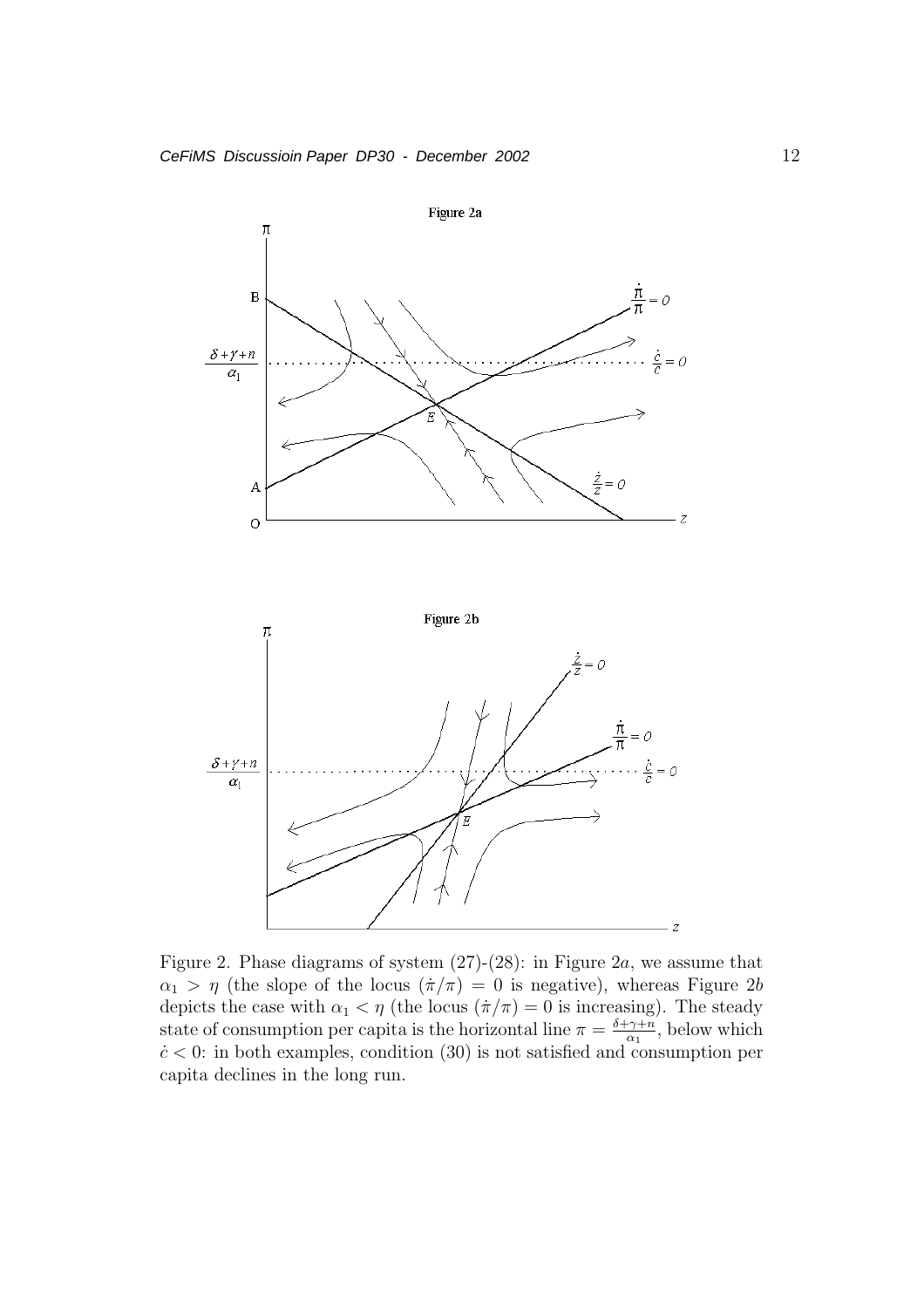Figure 2. Phase diagrams of system (27)-(28): in Figure 2$a$, we assume that $\alpha_1 > \eta$ (the slope of the locus $(\dot{\pi}/\pi) = 0$ is negative), whereas Figure 2$b$ depicts the case with $\alpha_1 < \eta$ (the locus $(\dot{\pi}/\pi) = 0$ is increasing). The steady state of consumption per capita is the horizontal line $\pi = \frac{\delta+\gamma+n}{\alpha_1}$, below which $\dot{c} < 0$: in both examples, condition (30) is not satisfied and consumption per capita declines in the long run.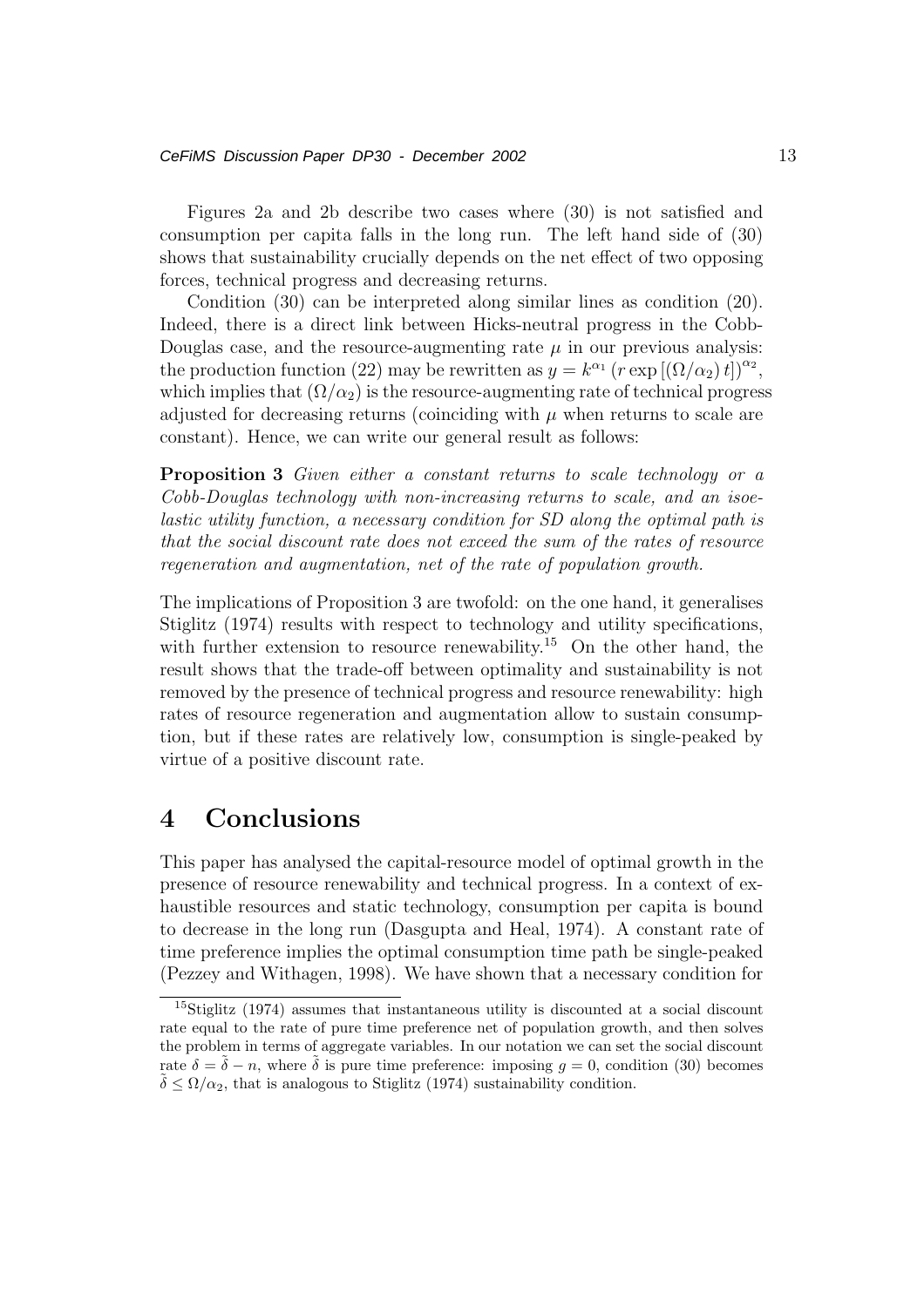Figures 2a and 2b describe two cases where (30) is not satisfied and consumption per capita falls in the long run. The left hand side of (30) shows that sustainability crucially depends on the net effect of two opposing forces, technical progress and decreasing returns.

Condition (30) can be interpreted along similar lines as condition (20). Indeed, there is a direct link between Hicks-neutral progress in the Cobb-Douglas case, and the resource-augmenting rate $\mu$ in our previous analysis: the production function (22) may be rewritten as $y = k^{\alpha_1} \left( r \exp\left[ \left( \Omega / \alpha_2 \right) t \right] \right)^{\alpha_2}$, which implies that $(\Omega/\alpha_2)$ is the resource-augmenting rate of technical progress adjusted for decreasing returns (coinciding with $\mu$ when returns to scale are constant). Hence, we can write our general result as follows:

**Proposition 3** *Given either a constant returns to scale technology or a Cobb-Douglas technology with non-increasing returns to scale, and an isoelastic utility function, a necessary condition for SD along the optimal path is that the social discount rate does not exceed the sum of the rates of resource regeneration and augmentation, net of the rate of population growth.*

The implications of Proposition 3 are twofold: on the one hand, it generalises Stiglitz (1974) results with respect to technology and utility specifications, with further extension to resource renewability.[15] On the other hand, the result shows that the trade-off between optimality and sustainability is not removed by the presence of technical progress and resource renewability: high rates of resource regeneration and augmentation allow to sustain consumption, but if these rates are relatively low, consumption is single-peaked by virtue of a positive discount rate.

# 4 Conclusions

This paper has analysed the capital-resource model of optimal growth in the presence of resource renewability and technical progress. In a context of exhaustible resources and static technology, consumption per capita is bound to decrease in the long run (Dasgupta and Heal, 1974). A constant rate of time preference implies the optimal consumption time path be single-peaked (Pezzey and Withagen, 1998). We have shown that a necessary condition for

[15] Stiglitz (1974) assumes that instantaneous utility is discounted at a social discount rate equal to the rate of pure time preference net of population growth, and then solves the problem in terms of aggregate variables. In our notation we can set the social discount rate $\delta = \tilde{\delta} - n$, where $\tilde{\delta}$ is pure time preference: imposing $g = 0$, condition (30) becomes $\tilde{\delta} \leq \Omega/\alpha_2$, that is analogous to Stiglitz (1974) sustainability condition.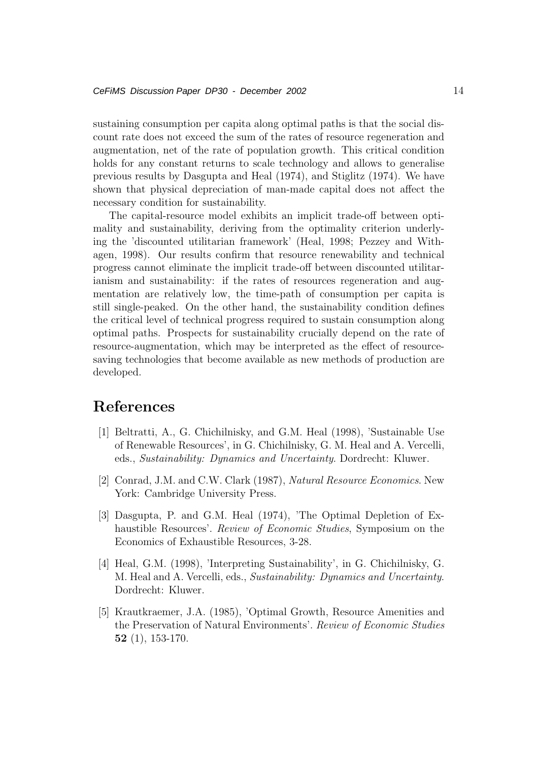sustaining consumption per capita along optimal paths is that the social discount rate does not exceed the sum of the rates of resource regeneration and augmentation, net of the rate of population growth. This critical condition holds for any constant returns to scale technology and allows to generalise previous results by Dasgupta and Heal (1974), and Stiglitz (1974). We have shown that physical depreciation of man-made capital does not affect the necessary condition for sustainability.

The capital-resource model exhibits an implicit trade-off between optimality and sustainability, deriving from the optimality criterion underlying the 'discounted utilitarian framework' (Heal, 1998; Pezzey and Withagen, 1998). Our results confirm that resource renewability and technical progress cannot eliminate the implicit trade-off between discounted utilitarianism and sustainability: if the rates of resources regeneration and augmentation are relatively low, the time-path of consumption per capita is still single-peaked. On the other hand, the sustainability condition defines the critical level of technical progress required to sustain consumption along optimal paths. Prospects for sustainability crucially depend on the rate of resource-augmentation, which may be interpreted as the effect of resource-saving technologies that become available as new methods of production are developed.

# References

[1] Beltratti, A., G. Chichilnisky, and G.M. Heal (1998), 'Sustainable Use of Renewable Resources', in G. Chichilnisky, G. M. Heal and A. Vercelli, eds., *Sustainability: Dynamics and Uncertainty*. Dordrecht: Kluwer.

[2] Conrad, J.M. and C.W. Clark (1987), *Natural Resource Economics*. New York: Cambridge University Press.

[3] Dasgupta, P. and G.M. Heal (1974), 'The Optimal Depletion of Exhaustible Resources'. *Review of Economic Studies*, Symposium on the Economics of Exhaustible Resources, 3-28.

[4] Heal, G.M. (1998), 'Interpreting Sustainability', in G. Chichilnisky, G. M. Heal and A. Vercelli, eds., *Sustainability: Dynamics and Uncertainty*. Dordrecht: Kluwer.

[5] Krautkraemer, J.A. (1985), 'Optimal Growth, Resource Amenities and the Preservation of Natural Environments'. *Review of Economic Studies* **52** (1), 153-170.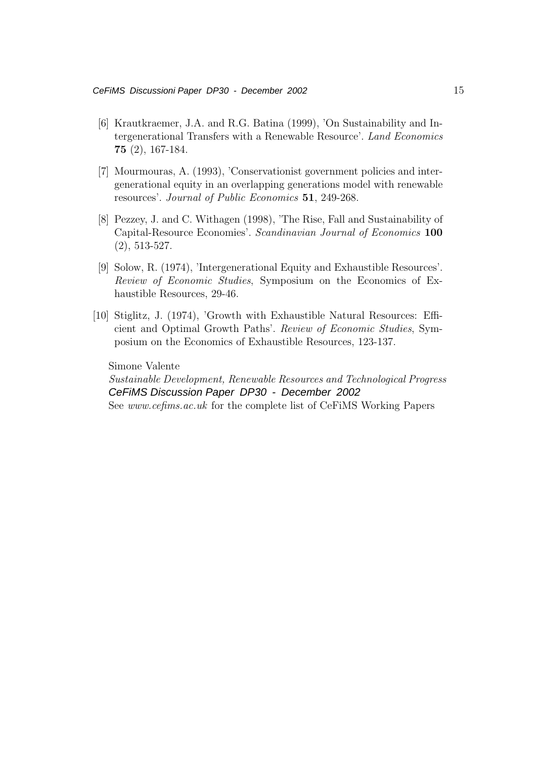[6] Krautkraemer, J.A. and R.G. Batina (1999), 'On Sustainability and Intergenerational Transfers with a Renewable Resource'. *Land Economics* **75** (2), 167-184.

[7] Mourmouras, A. (1993), 'Conservationist government policies and intergenerational equity in an overlapping generations model with renewable resources'. *Journal of Public Economics* **51**, 249-268.

[8] Pezzey, J. and C. Withagen (1998), 'The Rise, Fall and Sustainability of Capital-Resource Economies'. *Scandinavian Journal of Economics* **100** (2), 513-527.

[9] Solow, R. (1974), 'Intergenerational Equity and Exhaustible Resources'. *Review of Economic Studies*, Symposium on the Economics of Exhaustible Resources, 29-46.

[10] Stiglitz, J. (1974), 'Growth with Exhaustible Natural Resources: Efficient and Optimal Growth Paths'. *Review of Economic Studies*, Symposium on the Economics of Exhaustible Resources, 123-137.

Simone Valente
*Sustainable Development, Renewable Resources and Technological Progress*
*CeFiMS Discussion Paper DP30 - December 2002*
See *www.cefims.ac.uk* for the complete list of CeFiMS Working Papers